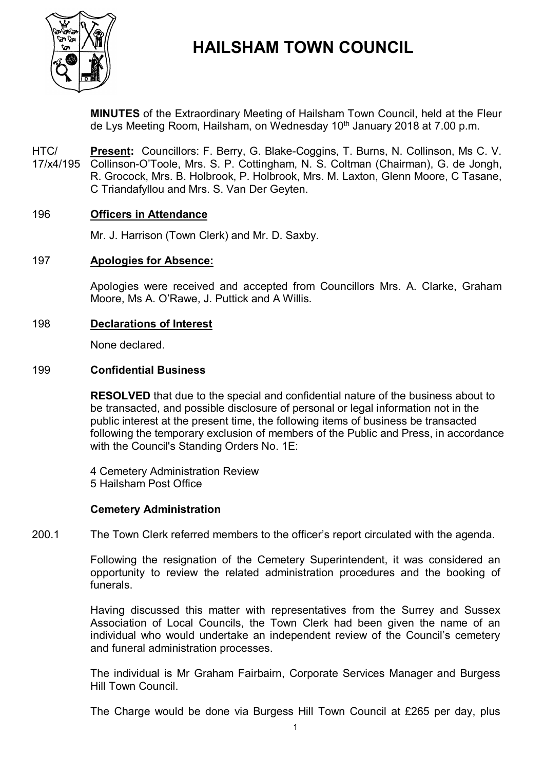# HAILSHAM TOWN COUNCIL

**MINUTES** of the Extraordinary Meeting of Hailsham Town Council, held at the Fleur de Lys Meeting Room, Hailsham, on Wednesday 10th January 2018 at 7.00 p.m.

HTC/17/x4/195 **Present:** Councillors: F. Berry, G. Blake-Coggins, T. Burns, N. Collinson, Ms C. V. Collinson-O'Toole, Mrs. S. P. Cottingham, N. S. Coltman (Chairman), G. de Jongh, R. Grocock, Mrs. B. Holbrook, P. Holbrook, Mrs. M. Laxton, Glenn Moore, C Tasane, C Triandafyllou and Mrs. S. Van Der Geyten.

196 **Officers in Attendance**

Mr. J. Harrison (Town Clerk) and Mr. D. Saxby.

197 **Apologies for Absence:**

Apologies were received and accepted from Councillors Mrs. A. Clarke, Graham Moore, Ms A. O'Rawe, J. Puttick and A Willis.

198 **Declarations of Interest**

None declared.

199 **Confidential Business**

**RESOLVED** that due to the special and confidential nature of the business about to be transacted, and possible disclosure of personal or legal information not in the public interest at the present time, the following items of business be transacted following the temporary exclusion of members of the Public and Press, in accordance with the Council's Standing Orders No. 1E:

4 Cemetery Administration Review
5 Hailsham Post Office

**Cemetery Administration**

200.1 The Town Clerk referred members to the officer's report circulated with the agenda.

Following the resignation of the Cemetery Superintendent, it was considered an opportunity to review the related administration procedures and the booking of funerals.

Having discussed this matter with representatives from the Surrey and Sussex Association of Local Councils, the Town Clerk had been given the name of an individual who would undertake an independent review of the Council's cemetery and funeral administration processes.

The individual is Mr Graham Fairbairn, Corporate Services Manager and Burgess Hill Town Council.

The Charge would be done via Burgess Hill Town Council at £265 per day, plus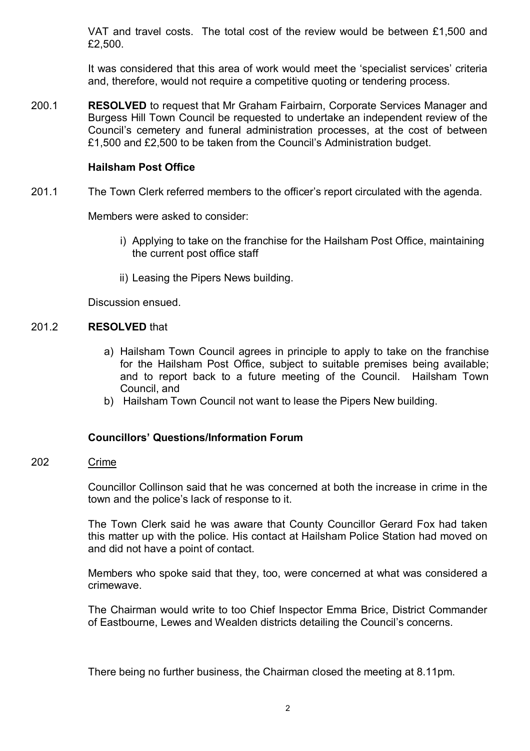VAT and travel costs. The total cost of the review would be between £1,500 and £2,500.

It was considered that this area of work would meet the 'specialist services' criteria and, therefore, would not require a competitive quoting or tendering process.

200.1 **RESOLVED** to request that Mr Graham Fairbairn, Corporate Services Manager and Burgess Hill Town Council be requested to undertake an independent review of the Council's cemetery and funeral administration processes, at the cost of between £1,500 and £2,500 to be taken from the Council's Administration budget.

**Hailsham Post Office**

201.1 The Town Clerk referred members to the officer's report circulated with the agenda.

Members were asked to consider:

i) Applying to take on the franchise for the Hailsham Post Office, maintaining the current post office staff

ii) Leasing the Pipers News building.

Discussion ensued.

201.2 **RESOLVED** that

a) Hailsham Town Council agrees in principle to apply to take on the franchise for the Hailsham Post Office, subject to suitable premises being available; and to report back to a future meeting of the Council. Hailsham Town Council, and
b) Hailsham Town Council not want to lease the Pipers New building.

**Councillors' Questions/Information Forum**

202 Crime

Councillor Collinson said that he was concerned at both the increase in crime in the town and the police's lack of response to it.

The Town Clerk said he was aware that County Councillor Gerard Fox had taken this matter up with the police. His contact at Hailsham Police Station had moved on and did not have a point of contact.

Members who spoke said that they, too, were concerned at what was considered a crimewave.

The Chairman would write to too Chief Inspector Emma Brice, District Commander of Eastbourne, Lewes and Wealden districts detailing the Council's concerns.

There being no further business, the Chairman closed the meeting at 8.11pm.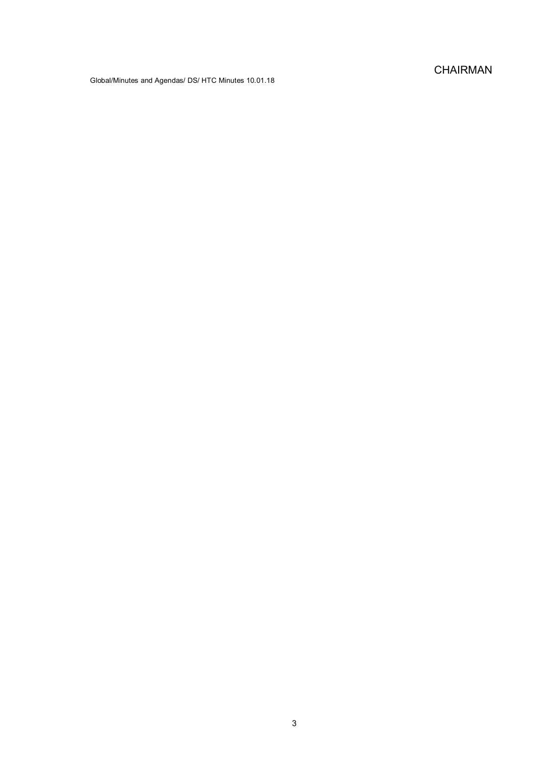CHAIRMAN

Global/Minutes and Agendas/ DS/ HTC Minutes 10.01.18